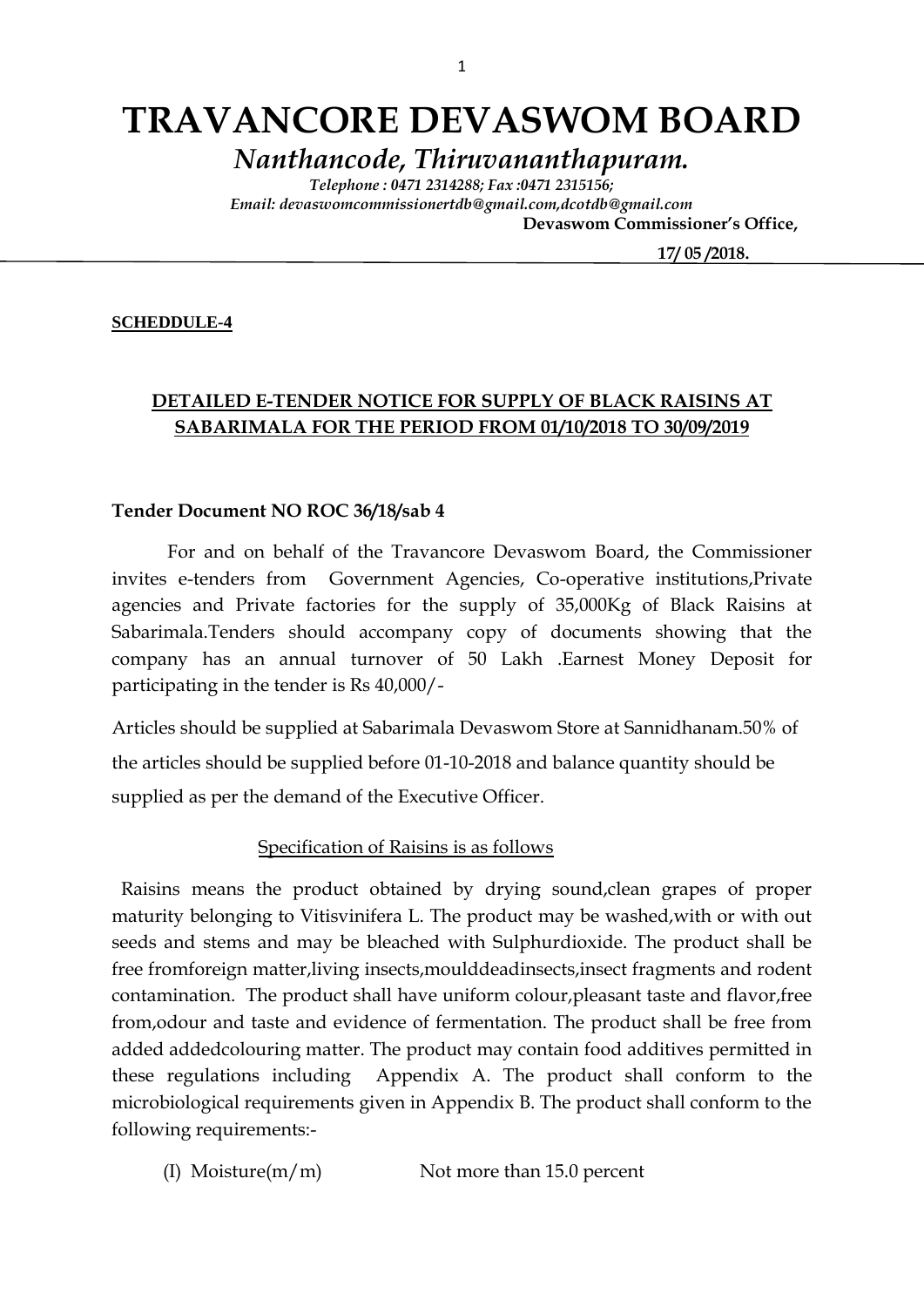# TRAVANCORE DEVASWOM BOARD

## *Nanthancode, Thiruvananthapuram.*

*Telephone : 0471 2314288; Fax :0471 2315156;*
*Email: devaswomcommissionertdb@gmail.com,dcotdb@gmail.com*

**Devaswom Commissioner's Office,**

**17/ 05 /2018.**

---

**SCHEDDULE-4**

**DETAILED E-TENDER NOTICE FOR SUPPLY OF BLACK RAISINS AT SABARIMALA FOR THE PERIOD FROM 01/10/2018 TO 30/09/2019**

**Tender Document NO ROC 36/18/sab 4**

For and on behalf of the Travancore Devaswom Board, the Commissioner invites e-tenders from Government Agencies, Co-operative institutions,Private agencies and Private factories for the supply of 35,000Kg of Black Raisins at Sabarimala.Tenders should accompany copy of documents showing that the company has an annual turnover of 50 Lakh .Earnest Money Deposit for participating in the tender is Rs 40,000/-

Articles should be supplied at Sabarimala Devaswom Store at Sannidhanam.50% of the articles should be supplied before 01-10-2018 and balance quantity should be supplied as per the demand of the Executive Officer.

Specification of Raisins is as follows

Raisins means the product obtained by drying sound,clean grapes of proper maturity belonging to Vitisvinifera L. The product may be washed,with or with out seeds and stems and may be bleached with Sulphurdioxide. The product shall be free fromforeign matter,living insects,moulddeadinsects,insect fragments and rodent contamination. The product shall have uniform colour,pleasant taste and flavor,free from,odour and taste and evidence of fermentation. The product shall be free from added addedcolouring matter. The product may contain food additives permitted in these regulations including Appendix A. The product shall conform to the microbiological requirements given in Appendix B. The product shall conform to the following requirements:-

(I) Moisture(m/m) Not more than 15.0 percent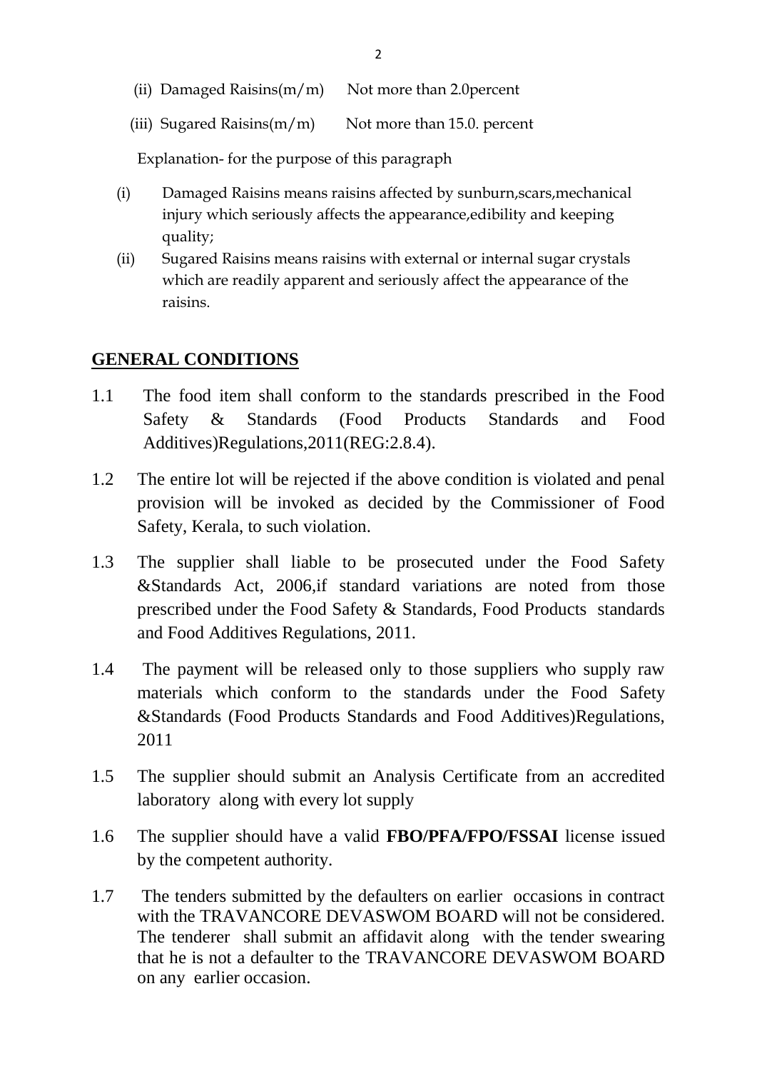(ii) Damaged Raisins(m/m) Not more than 2.0percent

(iii) Sugared Raisins(m/m) Not more than 15.0. percent

Explanation- for the purpose of this paragraph

(i) Damaged Raisins means raisins affected by sunburn,scars,mechanical injury which seriously affects the appearance,edibility and keeping quality;

(ii) Sugared Raisins means raisins with external or internal sugar crystals which are readily apparent and seriously affect the appearance of the raisins.

## GENERAL CONDITIONS

1.1 The food item shall conform to the standards prescribed in the Food Safety & Standards (Food Products Standards and Food Additives)Regulations,2011(REG:2.8.4).

1.2 The entire lot will be rejected if the above condition is violated and penal provision will be invoked as decided by the Commissioner of Food Safety, Kerala, to such violation.

1.3 The supplier shall liable to be prosecuted under the Food Safety &Standards Act, 2006,if standard variations are noted from those prescribed under the Food Safety & Standards, Food Products standards and Food Additives Regulations, 2011.

1.4 The payment will be released only to those suppliers who supply raw materials which conform to the standards under the Food Safety &Standards (Food Products Standards and Food Additives)Regulations, 2011

1.5 The supplier should submit an Analysis Certificate from an accredited laboratory along with every lot supply

1.6 The supplier should have a valid **FBO/PFA/FPO/FSSAI** license issued by the competent authority.

1.7 The tenders submitted by the defaulters on earlier occasions in contract with the TRAVANCORE DEVASWOM BOARD will not be considered. The tenderer shall submit an affidavit along with the tender swearing that he is not a defaulter to the TRAVANCORE DEVASWOM BOARD on any earlier occasion.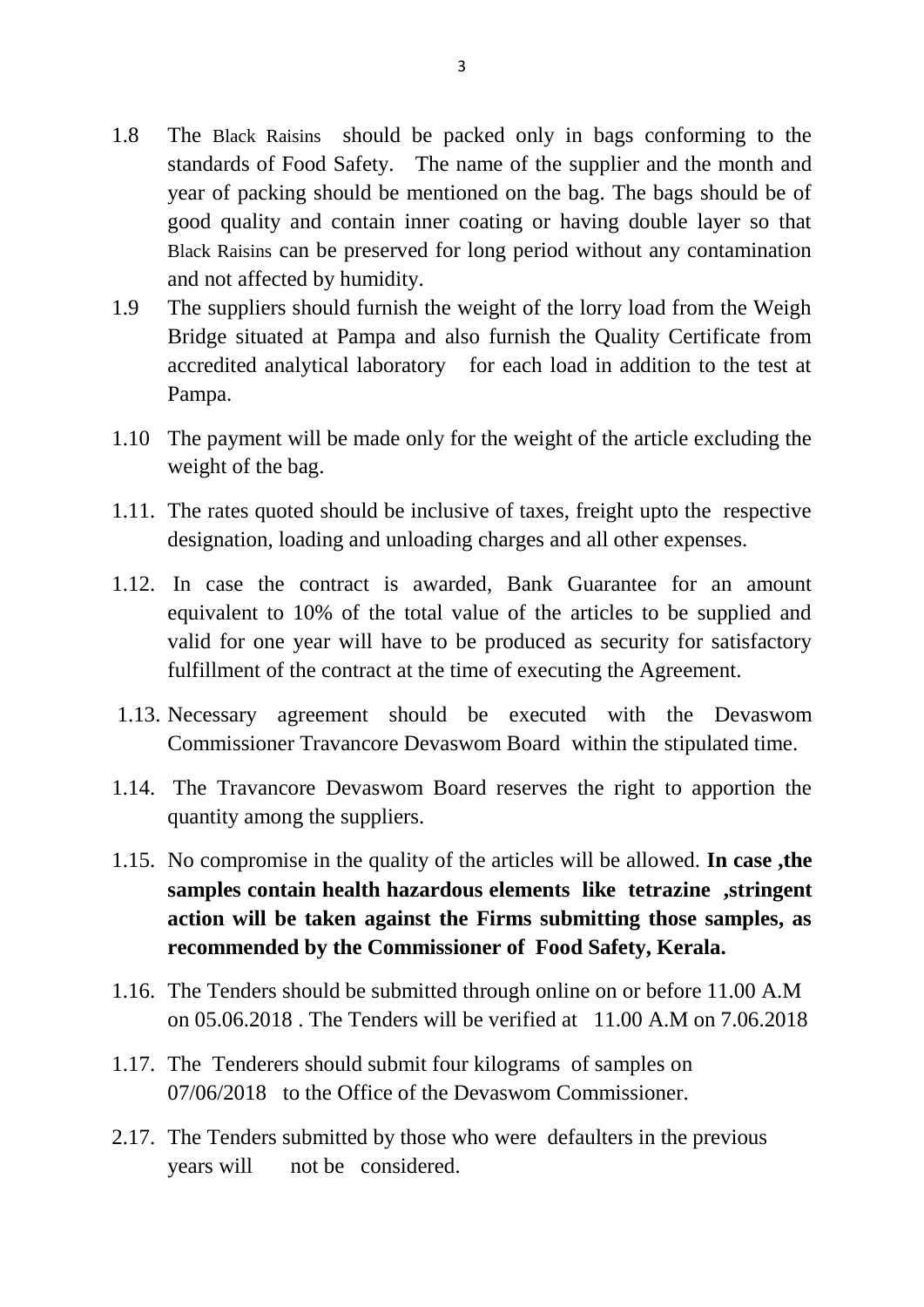1.8 The Black Raisins should be packed only in bags conforming to the standards of Food Safety. The name of the supplier and the month and year of packing should be mentioned on the bag. The bags should be of good quality and contain inner coating or having double layer so that Black Raisins can be preserved for long period without any contamination and not affected by humidity.

1.9 The suppliers should furnish the weight of the lorry load from the Weigh Bridge situated at Pampa and also furnish the Quality Certificate from accredited analytical laboratory for each load in addition to the test at Pampa.

1.10 The payment will be made only for the weight of the article excluding the weight of the bag.

1.11. The rates quoted should be inclusive of taxes, freight upto the respective designation, loading and unloading charges and all other expenses.

1.12. In case the contract is awarded, Bank Guarantee for an amount equivalent to 10% of the total value of the articles to be supplied and valid for one year will have to be produced as security for satisfactory fulfillment of the contract at the time of executing the Agreement.

1.13. Necessary agreement should be executed with the Devaswom Commissioner Travancore Devaswom Board within the stipulated time.

1.14. The Travancore Devaswom Board reserves the right to apportion the quantity among the suppliers.

1.15. No compromise in the quality of the articles will be allowed. **In case ,the samples contain health hazardous elements like tetrazine ,stringent action will be taken against the Firms submitting those samples, as recommended by the Commissioner of Food Safety, Kerala.**

1.16. The Tenders should be submitted through online on or before 11.00 A.M on 05.06.2018 . The Tenders will be verified at 11.00 A.M on 7.06.2018

1.17. The Tenderers should submit four kilograms of samples on 07/06/2018 to the Office of the Devaswom Commissioner.

2.17. The Tenders submitted by those who were defaulters in the previous years will not be considered.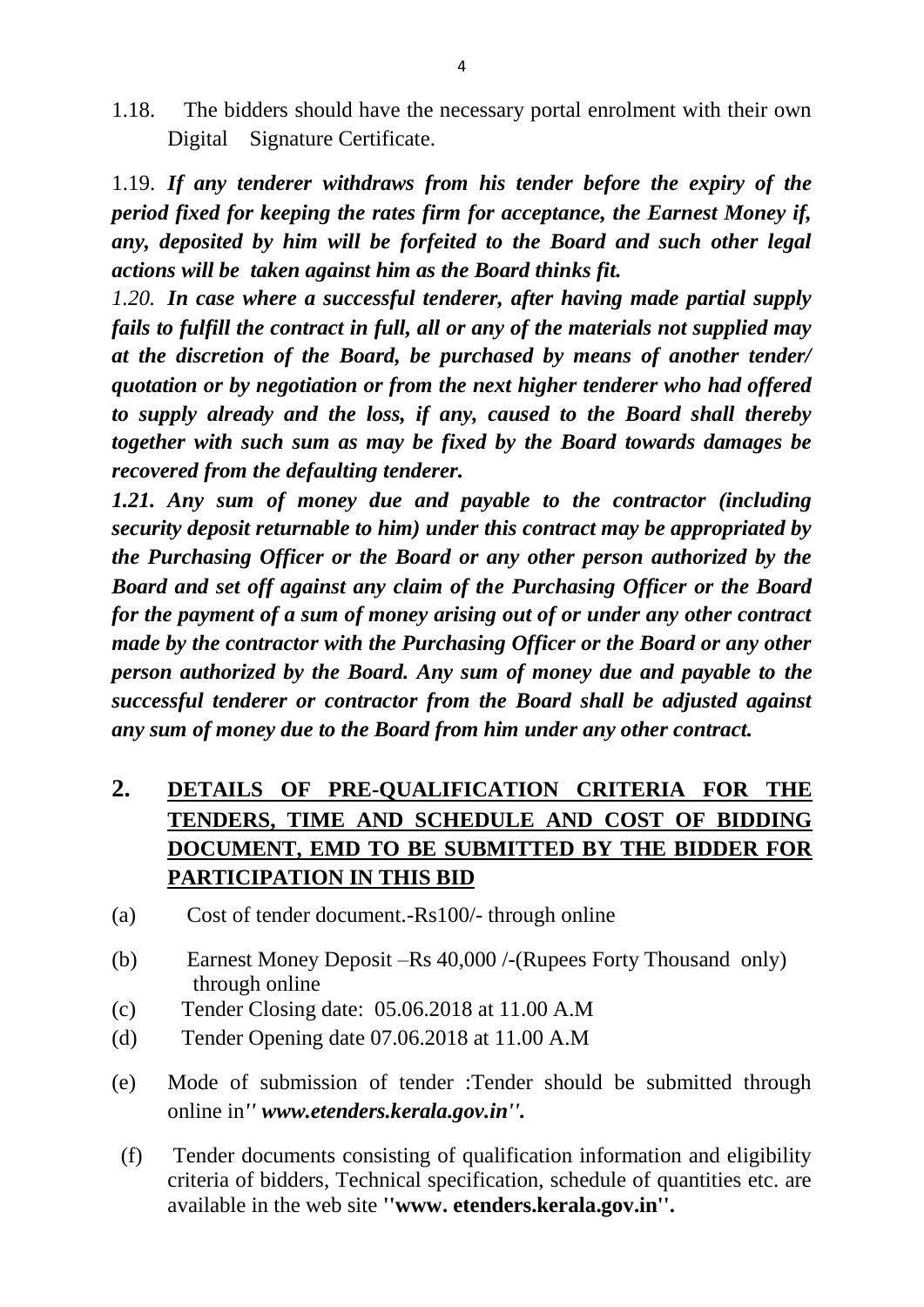1.18. The bidders should have the necessary portal enrolment with their own Digital Signature Certificate.

1.19. ***If any tenderer withdraws from his tender before the expiry of the period fixed for keeping the rates firm for acceptance, the Earnest Money if, any, deposited by him will be forfeited to the Board and such other legal actions will be taken against him as the Board thinks fit.***

*1.20.* ***In case where a successful tenderer, after having made partial supply fails to fulfill the contract in full, all or any of the materials not supplied may at the discretion of the Board, be purchased by means of another tender/ quotation or by negotiation or from the next higher tenderer who had offered to supply already and the loss, if any, caused to the Board shall thereby together with such sum as may be fixed by the Board towards damages be recovered from the defaulting tenderer.***

***1.21. Any sum of money due and payable to the contractor (including security deposit returnable to him) under this contract may be appropriated by the Purchasing Officer or the Board or any other person authorized by the Board and set off against any claim of the Purchasing Officer or the Board for the payment of a sum of money arising out of or under any other contract made by the contractor with the Purchasing Officer or the Board or any other person authorized by the Board. Any sum of money due and payable to the successful tenderer or contractor from the Board shall be adjusted against any sum of money due to the Board from him under any other contract.***

## 2. DETAILS OF PRE-QUALIFICATION CRITERIA FOR THE TENDERS, TIME AND SCHEDULE AND COST OF BIDDING DOCUMENT, EMD TO BE SUBMITTED BY THE BIDDER FOR PARTICIPATION IN THIS BID

(a) Cost of tender document.-Rs100/- through online

(b) Earnest Money Deposit –Rs 40,000 /-(Rupees Forty Thousand only) through online

(c) Tender Closing date: 05.06.2018 at 11.00 A.M

(d) Tender Opening date 07.06.2018 at 11.00 A.M

(e) Mode of submission of tender :Tender should be submitted through online in*'' **www.etenders.kerala.gov.in''.***

(f) Tender documents consisting of qualification information and eligibility criteria of bidders, Technical specification, schedule of quantities etc. are available in the web site **''www. etenders.kerala.gov.in''.**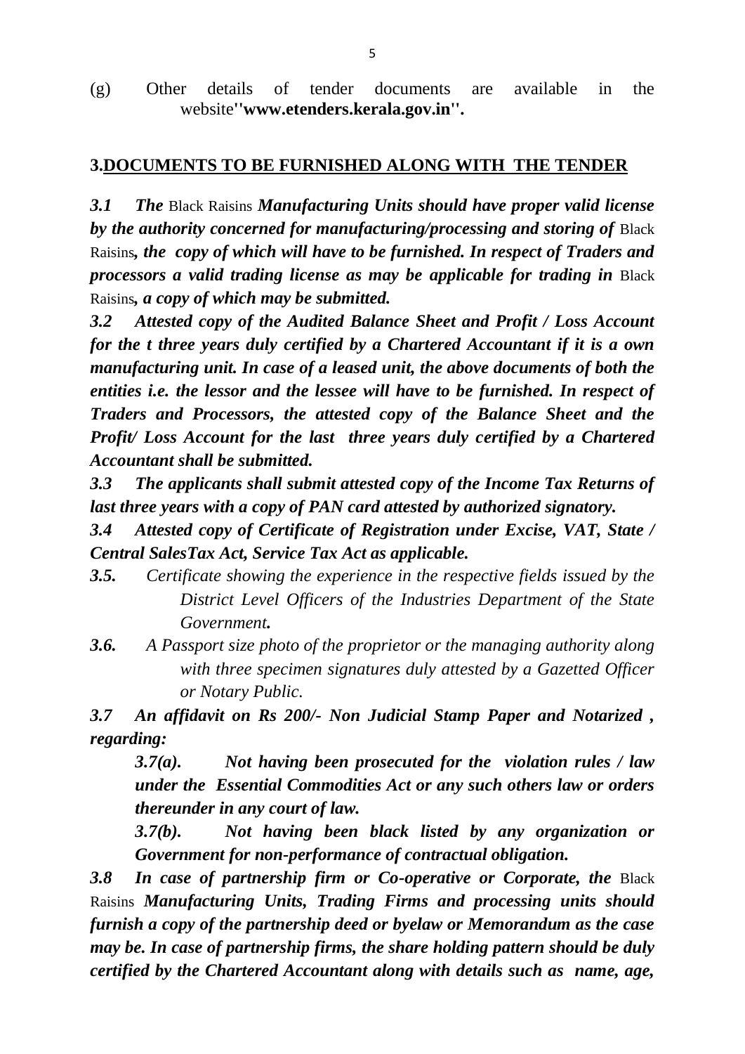(g) Other details of tender documents are available in the website**''www.etenders.kerala.gov.in''.**

## 3.DOCUMENTS TO BE FURNISHED ALONG WITH THE TENDER

***3.1 The*** Black Raisins ***Manufacturing Units should have proper valid license by the authority concerned for manufacturing/processing and storing of*** Black Raisins***, the copy of which will have to be furnished. In respect of Traders and processors a valid trading license as may be applicable for trading in*** Black Raisins***, a copy of which may be submitted.***

***3.2 Attested copy of the Audited Balance Sheet and Profit / Loss Account for the t three years duly certified by a Chartered Accountant if it is a own manufacturing unit. In case of a leased unit, the above documents of both the entities i.e. the lessor and the lessee will have to be furnished. In respect of Traders and Processors, the attested copy of the Balance Sheet and the Profit/ Loss Account for the last three years duly certified by a Chartered Accountant shall be submitted.***

***3.3 The applicants shall submit attested copy of the Income Tax Returns of last three years with a copy of PAN card attested by authorized signatory.***

***3.4 Attested copy of Certificate of Registration under Excise, VAT, State / Central SalesTax Act, Service Tax Act as applicable.***

***3.5.*** *Certificate showing the experience in the respective fields issued by the District Level Officers of the Industries Department of the State Government****.***

***3.6.*** *A Passport size photo of the proprietor or the managing authority along with three specimen signatures duly attested by a Gazetted Officer or Notary Public.*

***3.7 An affidavit on Rs 200/- Non Judicial Stamp Paper and Notarized , regarding:***

***3.7(a). Not having been prosecuted for the violation rules / law under the Essential Commodities Act or any such others law or orders thereunder in any court of law.***

***3.7(b). Not having been black listed by any organization or Government for non-performance of contractual obligation.***

***3.8 In case of partnership firm or Co-operative or Corporate, the*** Black Raisins ***Manufacturing Units, Trading Firms and processing units should furnish a copy of the partnership deed or byelaw or Memorandum as the case may be. In case of partnership firms, the share holding pattern should be duly certified by the Chartered Accountant along with details such as name, age,***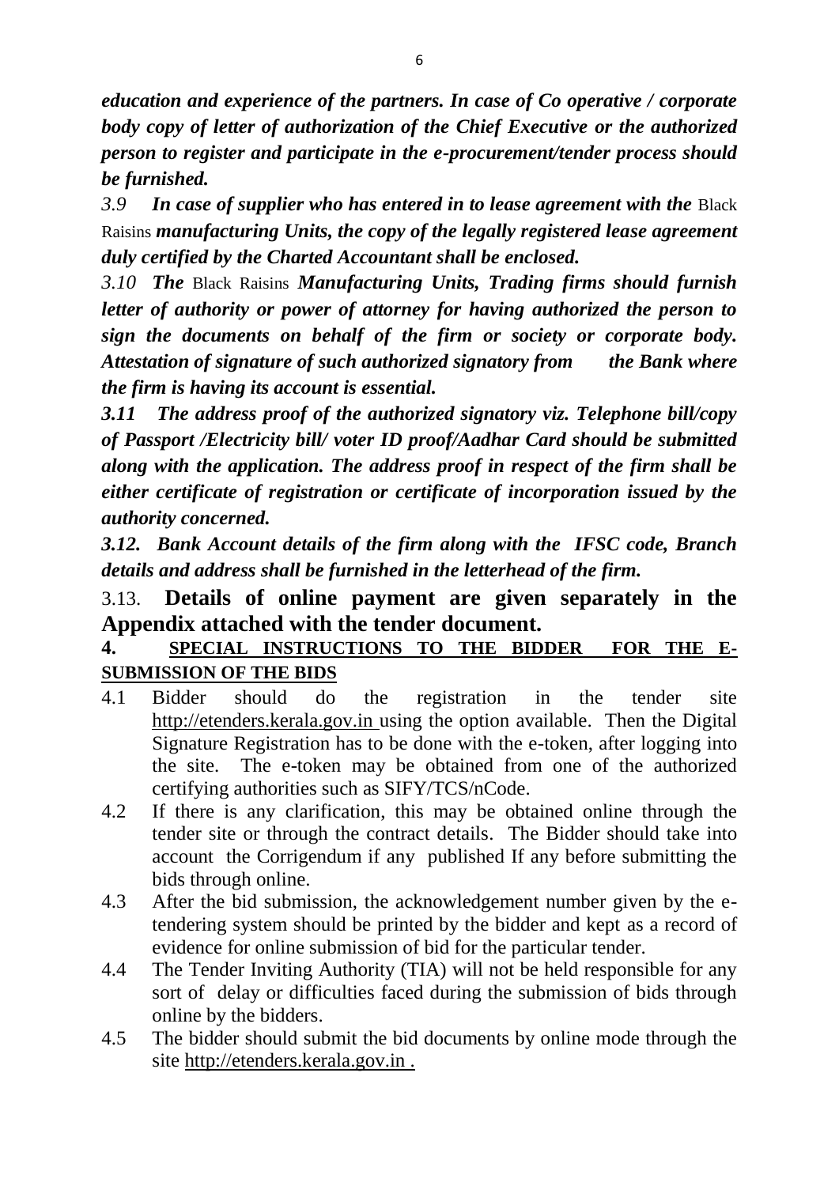***education and experience of the partners. In case of Co operative / corporate body copy of letter of authorization of the Chief Executive or the authorized person to register and participate in the e-procurement/tender process should be furnished.***

*3.9* ***In case of supplier who has entered in to lease agreement with the*** Black Raisins ***manufacturing Units, the copy of the legally registered lease agreement duly certified by the Charted Accountant shall be enclosed.***

*3.10* ***The*** Black Raisins ***Manufacturing Units, Trading firms should furnish letter of authority or power of attorney for having authorized the person to sign the documents on behalf of the firm or society or corporate body. Attestation of signature of such authorized signatory from the Bank where the firm is having its account is essential.***

***3.11 The address proof of the authorized signatory viz. Telephone bill/copy of Passport /Electricity bill/ voter ID proof/Aadhar Card should be submitted along with the application. The address proof in respect of the firm shall be either certificate of registration or certificate of incorporation issued by the authority concerned.***

***3.12. Bank Account details of the firm along with the IFSC code, Branch details and address shall be furnished in the letterhead of the firm.***

3.13. **Details of online payment are given separately in the Appendix attached with the tender document.**

**4. <u>SPECIAL INSTRUCTIONS TO THE BIDDER FOR THE E-SUBMISSION OF THE BIDS</u>**

4.1 Bidder should do the registration in the tender site http://etenders.kerala.gov.in using the option available. Then the Digital Signature Registration has to be done with the e-token, after logging into the site. The e-token may be obtained from one of the authorized certifying authorities such as SIFY/TCS/nCode.

4.2 If there is any clarification, this may be obtained online through the tender site or through the contract details. The Bidder should take into account the Corrigendum if any published If any before submitting the bids through online.

4.3 After the bid submission, the acknowledgement number given by the e-tendering system should be printed by the bidder and kept as a record of evidence for online submission of bid for the particular tender.

4.4 The Tender Inviting Authority (TIA) will not be held responsible for any sort of delay or difficulties faced during the submission of bids through online by the bidders.

4.5 The bidder should submit the bid documents by online mode through the site http://etenders.kerala.gov.in .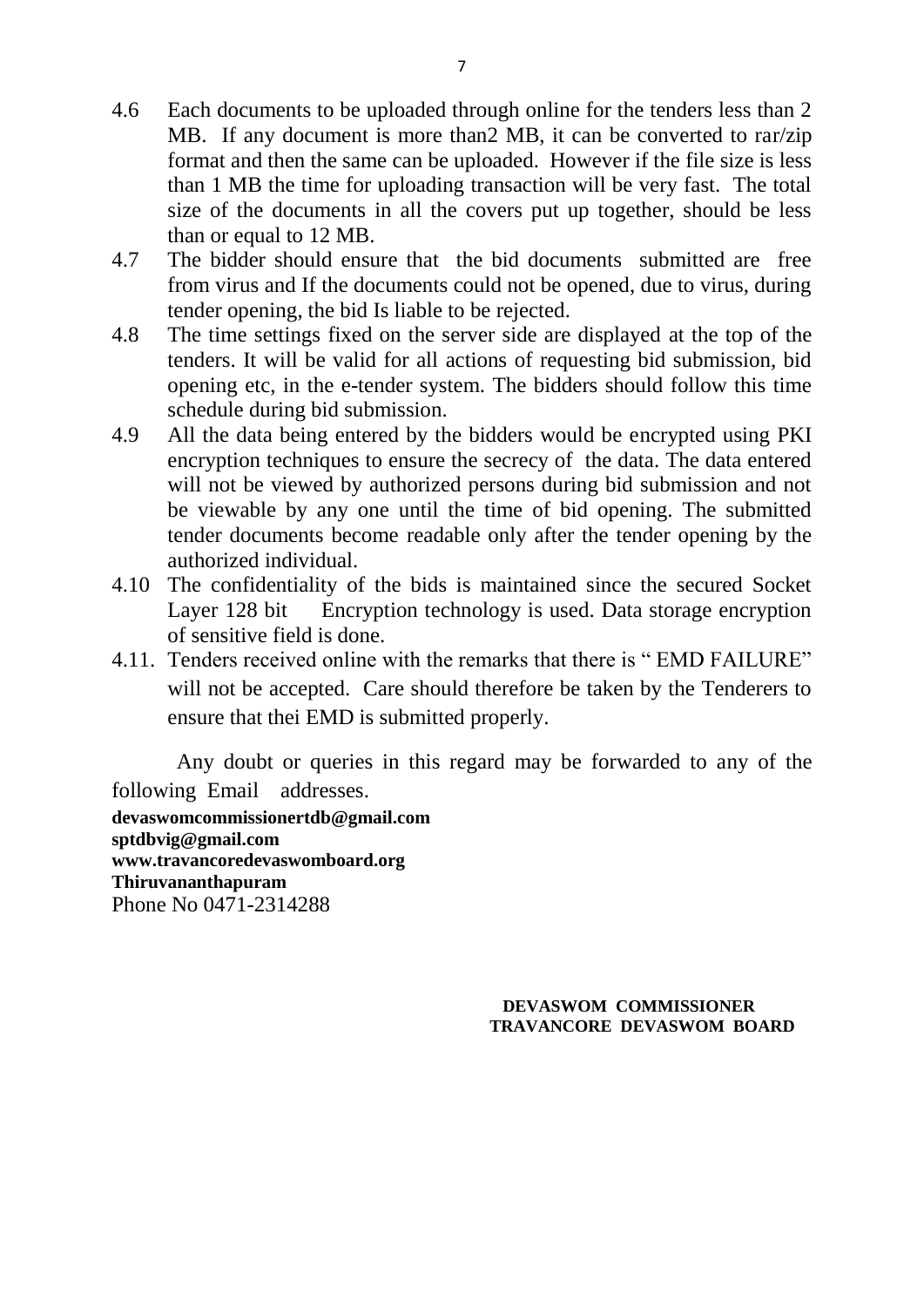4.6 Each documents to be uploaded through online for the tenders less than 2 MB. If any document is more than2 MB, it can be converted to rar/zip format and then the same can be uploaded. However if the file size is less than 1 MB the time for uploading transaction will be very fast. The total size of the documents in all the covers put up together, should be less than or equal to 12 MB.

4.7 The bidder should ensure that the bid documents submitted are free from virus and If the documents could not be opened, due to virus, during tender opening, the bid Is liable to be rejected.

4.8 The time settings fixed on the server side are displayed at the top of the tenders. It will be valid for all actions of requesting bid submission, bid opening etc, in the e-tender system. The bidders should follow this time schedule during bid submission.

4.9 All the data being entered by the bidders would be encrypted using PKI encryption techniques to ensure the secrecy of the data. The data entered will not be viewed by authorized persons during bid submission and not be viewable by any one until the time of bid opening. The submitted tender documents become readable only after the tender opening by the authorized individual.

4.10 The confidentiality of the bids is maintained since the secured Socket Layer 128 bit Encryption technology is used. Data storage encryption of sensitive field is done.

4.11. Tenders received online with the remarks that there is " EMD FAILURE" will not be accepted. Care should therefore be taken by the Tenderers to ensure that thei EMD is submitted properly.

Any doubt or queries in this regard may be forwarded to any of the following Email addresses.

**devaswomcommissionertdb@gmail.com**
**sptdbvig@gmail.com**
**www.travancoredevaswomboard.org**
**Thiruvananthapuram**
Phone No 0471-2314288

**DEVASWOM COMMISSIONER**
**TRAVANCORE DEVASWOM BOARD**